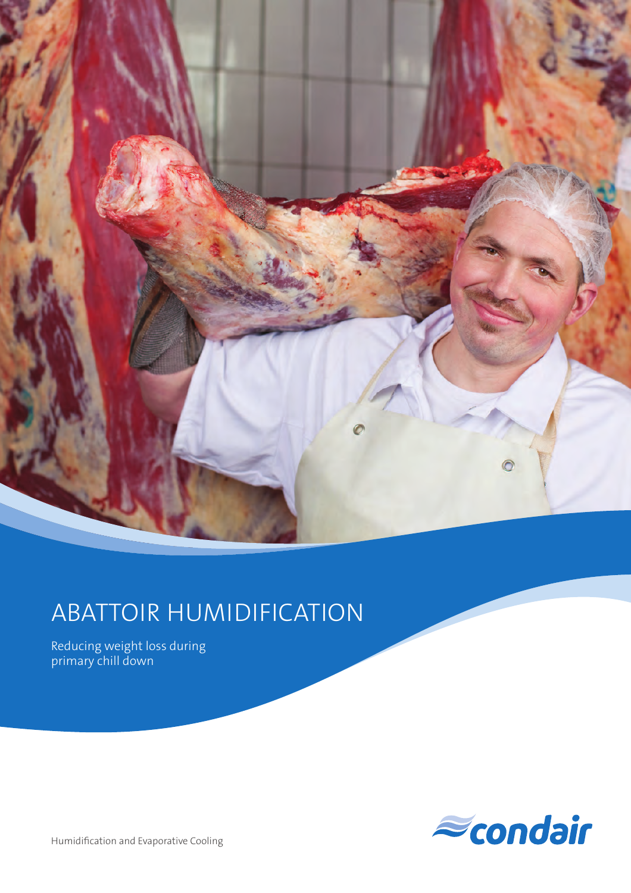# ABATTOIR HUMIDIFICATION

Reducing weight loss during primary chill down

condair

Humidification and Evaporative Cooling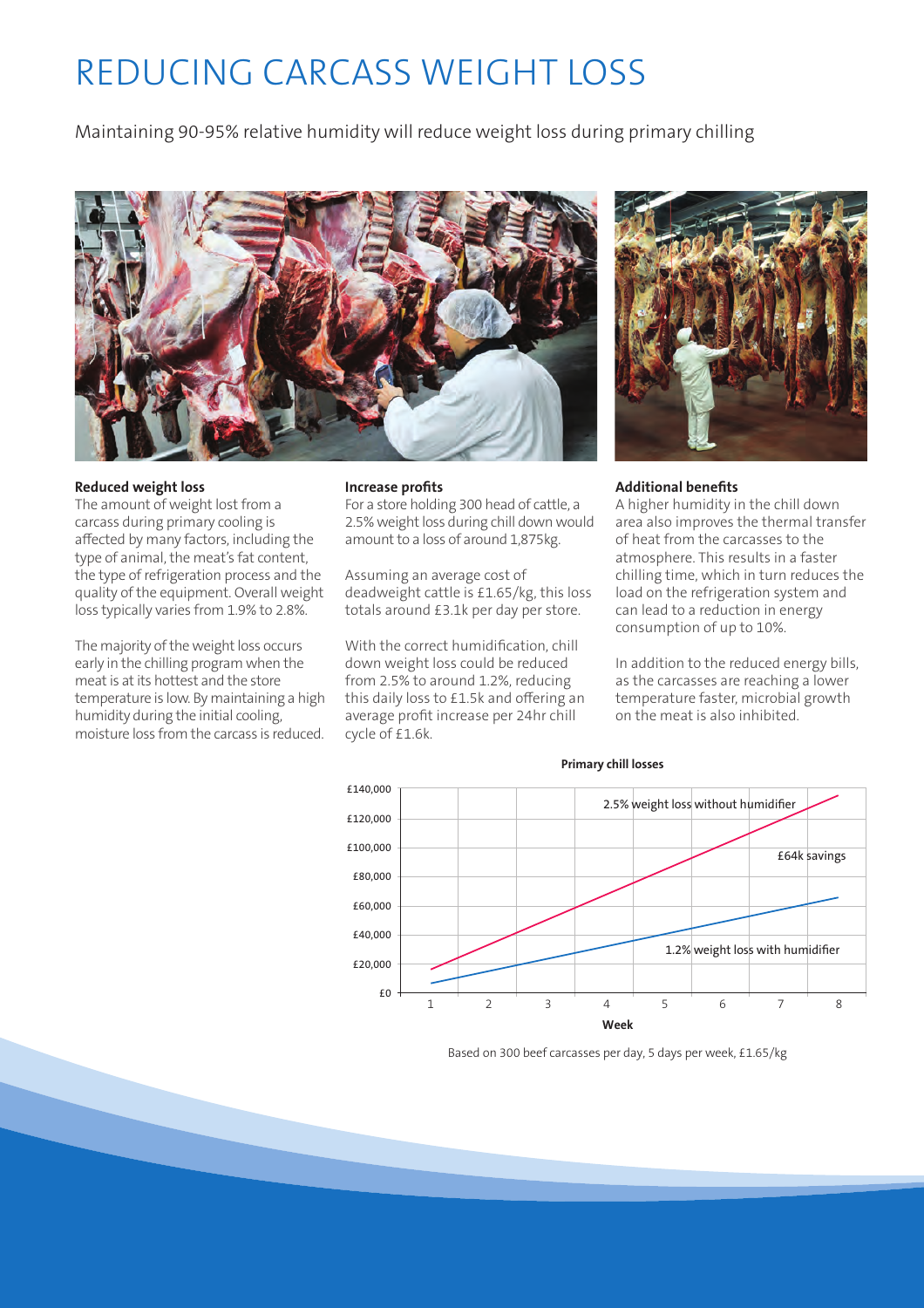# REDUCING CARCASS WEIGHT LOSS

Maintaining 90-95% relative humidity will reduce weight loss during primary chilling

**Reduced weight loss**

The amount of weight lost from a carcass during primary cooling is affected by many factors, including the type of animal, the meat's fat content, the type of refrigeration process and the quality of the equipment. Overall weight loss typically varies from 1.9% to 2.8%.

The majority of the weight loss occurs early in the chilling program when the meat is at its hottest and the store temperature is low. By maintaining a high humidity during the initial cooling, moisture loss from the carcass is reduced.

**Increase profits**

For a store holding 300 head of cattle, a 2.5% weight loss during chill down would amount to a loss of around 1,875kg.

Assuming an average cost of deadweight cattle is £1.65/kg, this loss totals around £3.1k per day per store.

With the correct humidification, chill down weight loss could be reduced from 2.5% to around 1.2%, reducing this daily loss to £1.5k and offering an average profit increase per 24hr chill cycle of £1.6k.

**Additional benefits**

A higher humidity in the chill down area also improves the thermal transfer of heat from the carcasses to the atmosphere. This results in a faster chilling time, which in turn reduces the load on the refrigeration system and can lead to a reduction in energy consumption of up to 10%.

In addition to the reduced energy bills, as the carcasses are reaching a lower temperature faster, microbial growth on the meat is also inhibited.

**Primary chill losses**

- 2.5% weight loss without humidifier
- 1.2% weight loss with humidifier
- £64k savings

Based on 300 beef carcasses per day, 5 days per week, £1.65/kg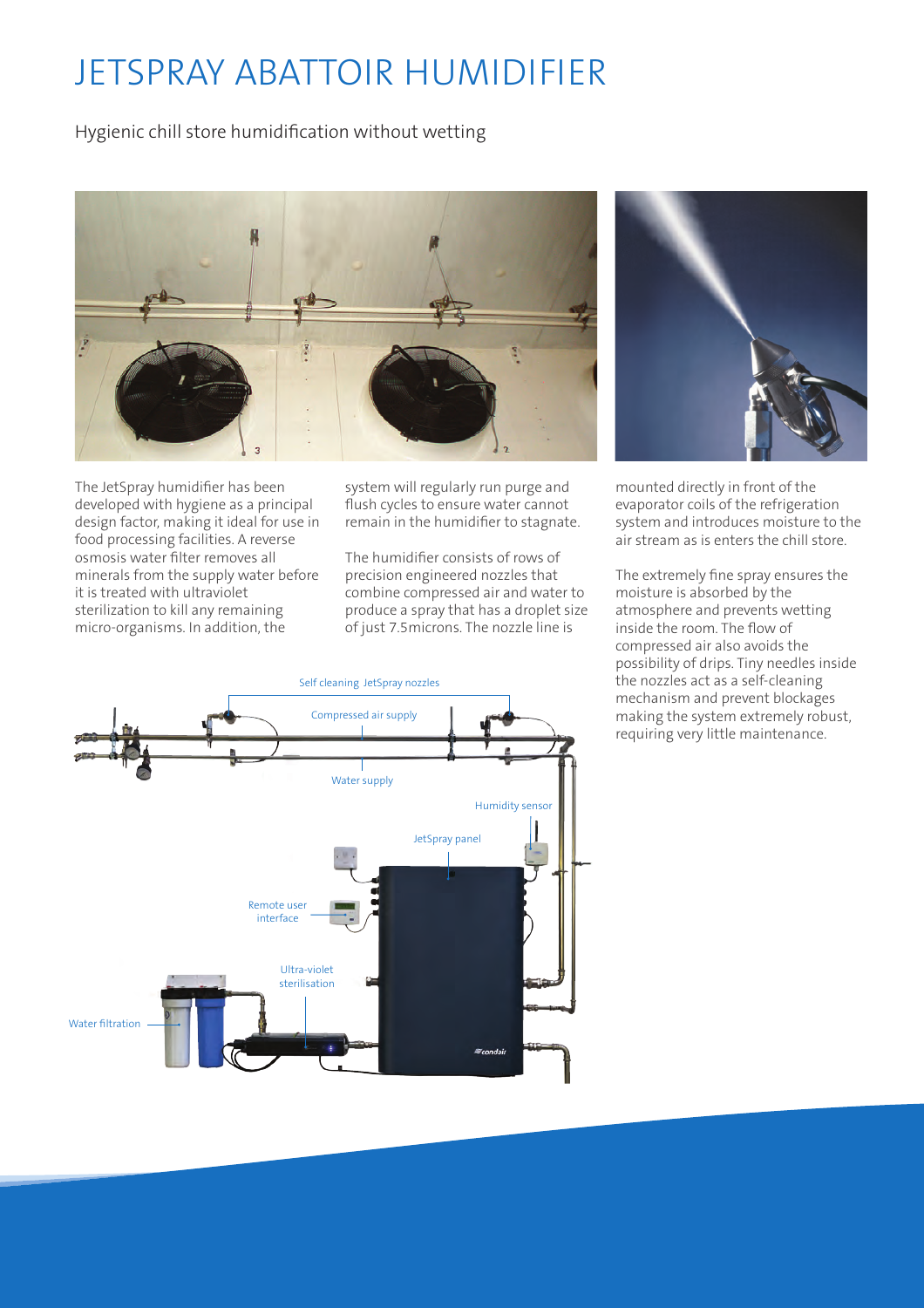# JETSPRAY ABATTOIR HUMIDIFIER

Hygienic chill store humidification without wetting

The JetSpray humidifier has been developed with hygiene as a principal design factor, making it ideal for use in food processing facilities. A reverse osmosis water filter removes all minerals from the supply water before it is treated with ultraviolet sterilization to kill any remaining micro-organisms. In addition, the system will regularly run purge and flush cycles to ensure water cannot remain in the humidifier to stagnate.

The humidifier consists of rows of precision engineered nozzles that combine compressed air and water to produce a spray that has a droplet size of just 7.5microns. The nozzle line is mounted directly in front of the evaporator coils of the refrigeration system and introduces moisture to the air stream as is enters the chill store.

The extremely fine spray ensures the moisture is absorbed by the atmosphere and prevents wetting inside the room. The flow of compressed air also avoids the possibility of drips. Tiny needles inside the nozzles act as a self-cleaning mechanism and prevent blockages making the system extremely robust, requiring very little maintenance.

Self cleaning JetSpray nozzles

Compressed air supply

Water supply

Humidity sensor

JetSpray panel

Remote user interface

Ultra-violet sterilisation

Water filtration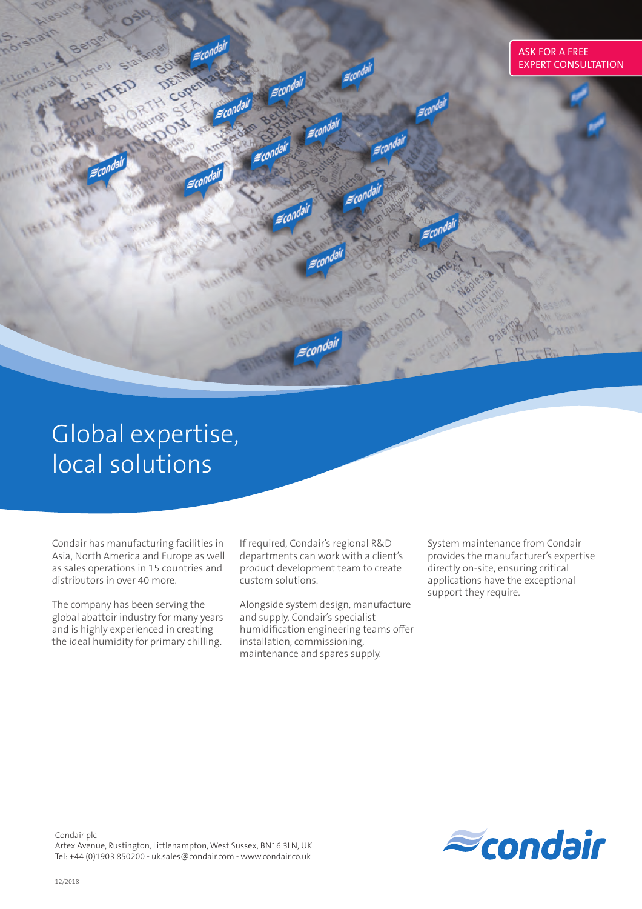ASK FOR A FREE EXPERT CONSULTATION

# Global expertise, local solutions

Condair has manufacturing facilities in Asia, North America and Europe as well as sales operations in 15 countries and distributors in over 40 more.

The company has been serving the global abattoir industry for many years and is highly experienced in creating the ideal humidity for primary chilling.

If required, Condair's regional R&D departments can work with a client's product development team to create custom solutions.

Alongside system design, manufacture and supply, Condair's specialist humidification engineering teams offer installation, commissioning, maintenance and spares supply.

System maintenance from Condair provides the manufacturer's expertise directly on-site, ensuring critical applications have the exceptional support they require.

Condair plc
Artex Avenue, Rustington, Littlehampton, West Sussex, BN16 3LN, UK
Tel: +44 (0)1903 850200 - uk.sales@condair.com - www.condair.co.uk

12/2018